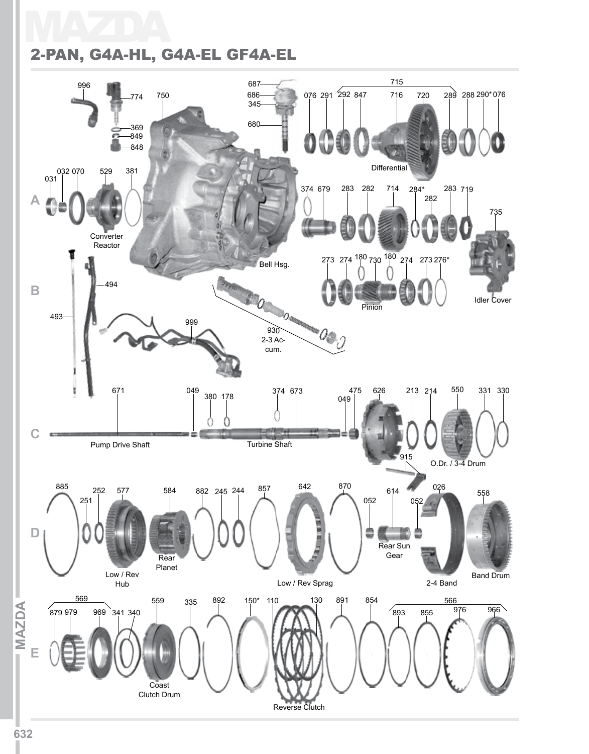# MAZDA

## 2-PAN, G4A-HL, G4A-EL GF4A-EL

996 774 750 687 686 345 680 369 849 848

715: 076 291 292 847 716 720 289 288 290* 076

Differential

031 032 070 529 381

Converter Reactor

374 679 283 282 714 284* 282 283 719 735

Bell Hsg.

273 274 180 730 180 274 273 276*

Pinion

Idler Cover

494 493 999

930 2-3 Accum.

671 049 380 178 374 673 049 475 626 213 214 550 331 330

Pump Drive Shaft

Turbine Shaft

915

O.Dr. / 3-4 Drum

885 251 252 577 584 882 245 244 857 642 870 052 614 052 026 558

Rear Planet

Low / Rev Hub

Low / Rev Sprag

Rear Sun Gear

2-4 Band

Band Drum

569: 879 979 969 341 340

559 335 892 150* 110 130 891 854

566: 893 855 976 966

Coast Clutch Drum

Reverse Clutch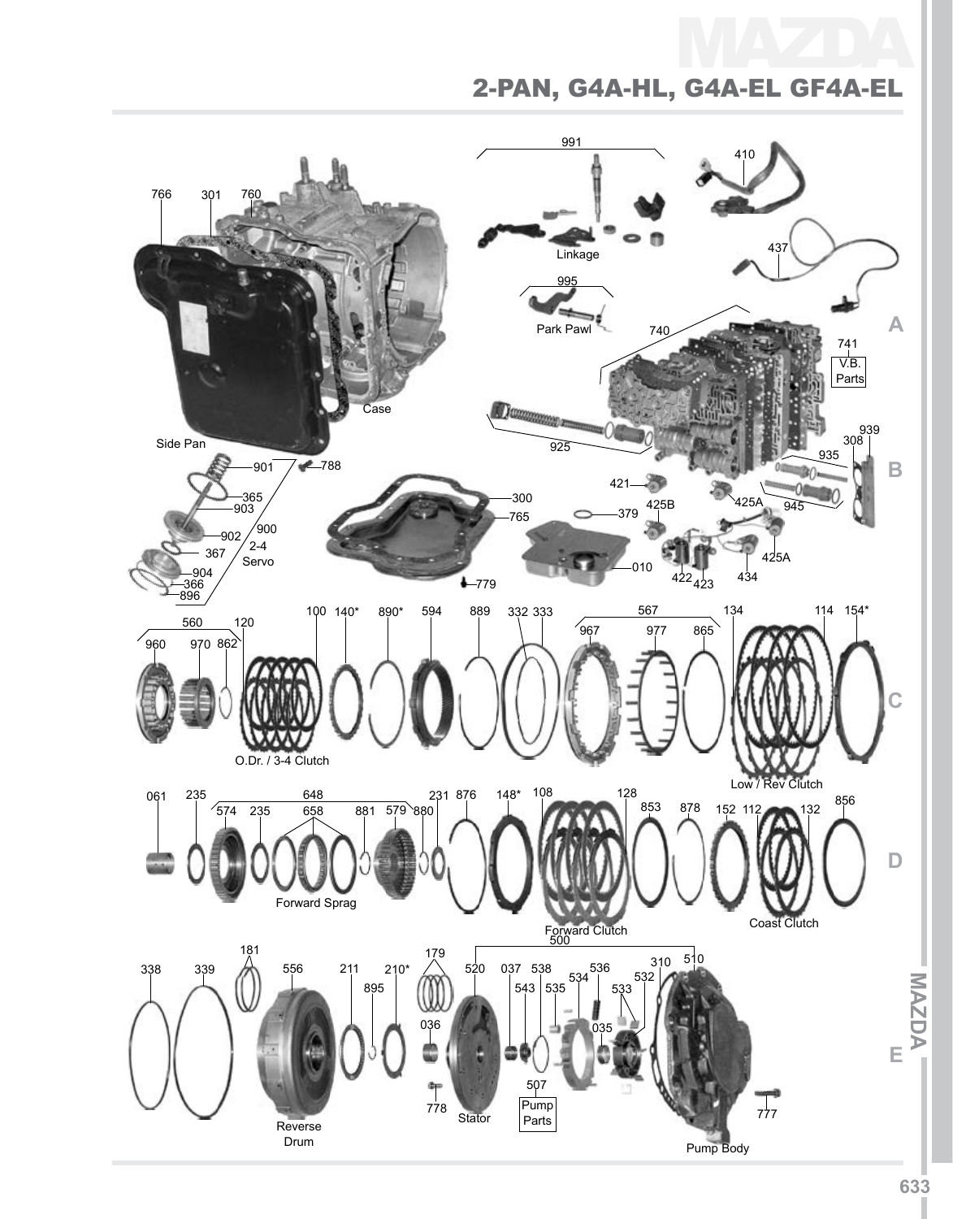# MAZDA

## 2-PAN, G4A-HL, G4A-EL GF4A-EL

766 301 760 Case Side Pan

991 Linkage 410 437

995 Park Pawl 740 741 V.B. Parts

925 939 308 935 B 945

901 788 365 903 902 900 2-4 Servo 367 904 366 896

300 765 779 379 010

421 425B 425A 425A 422 423 434

560 960 970 862 120 100 140* 890* 594 889 332 333 567 967 977 865 134 114 154*

O.Dr. / 3-4 Clutch

Low / Rev Clutch

061 235 648 574 235 658 881 579 880 231 876 148* 108 128 853 878 152 112 132 856

Forward Sprag

Forward Clutch

Coast Clutch

338 339 181 556 211 210* 895 179 036 778 500 520 037 538 543 535 534 536 533 035 532 310 510 777

Reverse Drum

Stator

507 Pump Parts

Pump Body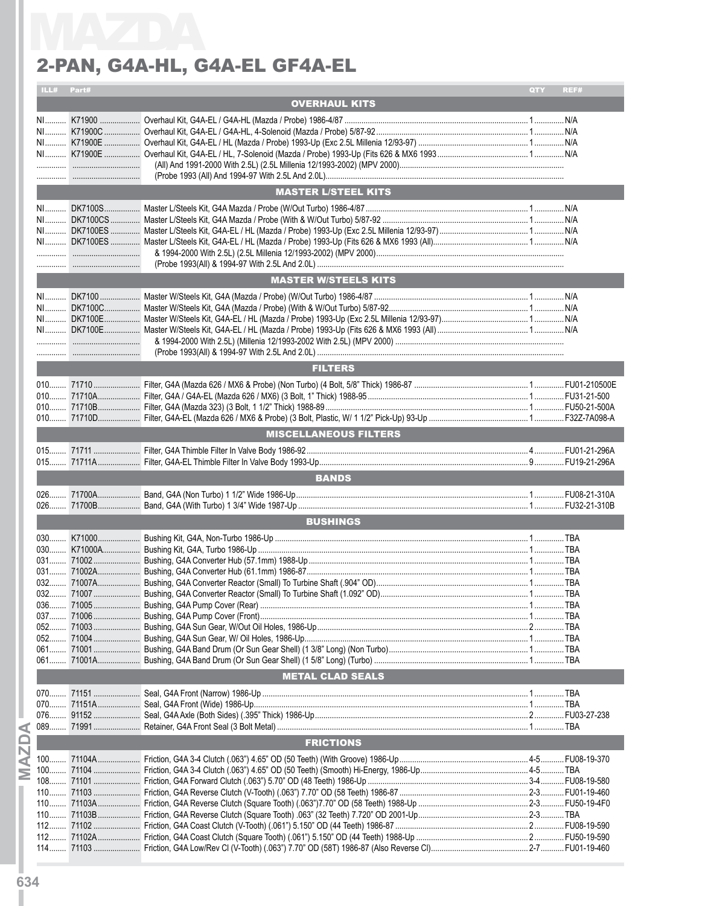# MAZDA

## 2-PAN, G4A-HL, G4A-EL GF4A-EL

| ILL# | Part# | | QTY | REF# |
|---|---|---|---|---|
| | | **OVERHAUL KITS** | | |
| NI | K71900 | Overhaul Kit, G4A-EL / G4A-HL (Mazda / Probe) 1986-4/87 | 1 | N/A |
| NI | K71900C | Overhaul Kit, G4A-EL / G4A-HL, 4-Solenoid (Mazda / Probe) 5/87-92 | 1 | N/A |
| NI | K71900E | Overhaul Kit, G4A-EL / HL (Mazda / Probe) 1993-Up (Exc 2.5L Millenia 12/93-97) | 1 | N/A |
| NI | K71900E | Overhaul Kit, G4A-EL / HL, 7-Solenoid (Mazda / Probe) 1993-Up (Fits 626 & MX6 1993 | 1 | N/A |
| | | (All) And 1991-2000 With 2.5L) (2.5L Millenia 12/1993-2002) (MPV 2000) | | |
| | | (Probe 1993 (All) And 1994-97 With 2.5L And 2.0L) | | |
| | | **MASTER L/STEEL KITS** | | |
| NI | DK7100S | Master L/Steels Kit, G4A Mazda / Probe (W/Out Turbo) 1986-4/87 | 1 | N/A |
| NI | DK7100CS | Master L/Steels Kit, G4A Mazda / Probe (With & W/Out Turbo) 5/87-92 | 1 | N/A |
| NI | DK7100ES | Master L/Steels Kit, G4A-EL / HL (Mazda / Probe) 1993-Up (Exc 2.5L Millenia 12/93-97) | 1 | N/A |
| NI | DK7100ES | Master L/Steels Kit, G4A-EL / HL (Mazda / Probe) 1993-Up (Fits 626 & MX6 1993 (All) | 1 | N/A |
| | | & 1994-2000 With 2.5L) (2.5L Millenia 12/1993-2002) (MPV 2000) | | |
| | | (Probe 1993(All) & 1994-97 With 2.5L And 2.0L) | | |
| | | **MASTER W/STEELS KITS** | | |
| NI | DK7100 | Master W/Steels Kit, G4A (Mazda / Probe) (W/Out Turbo) 1986-4/87 | 1 | N/A |
| NI | DK7100C | Master W/Steels Kit, G4A (Mazda / Probe) (With & W/Out Turbo) 5/87-92 | 1 | N/A |
| NI | DK7100E | Master W/Steels Kit, G4A-EL / HL (Mazda / Probe) 1993-Up (Exc 2.5L Millenia 12/93-97) | 1 | N/A |
| NI | DK7100E | Master W/Steels Kit, G4A-EL / HL (Mazda / Probe) 1993-Up (Fits 626 & MX6 1993 (All) | 1 | N/A |
| | | & 1994-2000 With 2.5L) (Millenia 12/1993-2002 With 2.5L) (MPV 2000) | | |
| | | (Probe 1993(All) & 1994-97 With 2.5L And 2.0L) | | |
| | | **FILTERS** | | |
| 010 | 71710 | Filter, G4A (Mazda 626 / MX6 & Probe) (Non Turbo) (4 Bolt, 5/8" Thick) 1986-87 | 1 | FU01-210500E |
| 010 | 71710A | Filter, G4A / G4A-EL (Mazda 626 / MX6) (3 Bolt, 1" Thick) 1988-95 | 1 | FU31-21-500 |
| 010 | 71710B | Filter, G4A (Mazda 323) (3 Bolt, 1 1/2" Thick) 1988-89 | 1 | FU50-21-500A |
| 010 | 71710D | Filter, G4A-EL (Mazda 626 / MX6 & Probe) (3 Bolt, Plastic, W/ 1 1/2" Pick-Up) 93-Up | 1 | F32Z-7A098-A |
| | | **MISCELLANEOUS FILTERS** | | |
| 015 | 71711 | Filter, G4A Thimble Filter In Valve Body 1986-92 | 4 | FU01-21-296A |
| 015 | 71711A | Filter, G4A-EL Thimble Filter In Valve Body 1993-Up | 9 | FU19-21-296A |
| | | **BANDS** | | |
| 026 | 71700A | Band, G4A (Non Turbo) 1 1/2" Wide 1986-Up | 1 | FU08-21-310A |
| 026 | 71700B | Band, G4A (With Turbo) 1 3/4" Wide 1987-Up | 1 | FU32-21-310B |
| | | **BUSHINGS** | | |
| 030 | K71000 | Bushing Kit, G4A, Non-Turbo 1986-Up | 1 | TBA |
| 030 | K71000A | Bushing Kit, G4A, Turbo 1986-Up | 1 | TBA |
| 031 | 71002 | Bushing, G4A Converter Hub (57.1mm) 1988-Up | 1 | TBA |
| 031 | 71002A | Bushing, G4A Converter Hub (61.1mm) 1986-87 | 1 | TBA |
| 032 | 71007A | Bushing, G4A Converter Reactor (Small) To Turbine Shaft (.904" OD) | 1 | TBA |
| 032 | 71007 | Bushing, G4A Converter Reactor (Small) To Turbine Shaft (1.092" OD) | 1 | TBA |
| 036 | 71005 | Bushing, G4A Pump Cover (Rear) | 1 | TBA |
| 037 | 71006 | Bushing, G4A Pump Cover (Front) | 1 | TBA |
| 052 | 71003 | Bushing, G4A Sun Gear, W/Out Oil Holes, 1986-Up | 2 | TBA |
| 052 | 71004 | Bushing, G4A Sun Gear, W/ Oil Holes, 1986-Up | 1 | TBA |
| 061 | 71001 | Bushing, G4A Band Drum (Or Sun Gear Shell) (1 3/8" Long) (Non Turbo) | 1 | TBA |
| 061 | 71001A | Bushing, G4A Band Drum (Or Sun Gear Shell) (1 5/8" Long) (Turbo) | 1 | TBA |
| | | **METAL CLAD SEALS** | | |
| 070 | 71151 | Seal, G4A Front (Narrow) 1986-Up | 1 | TBA |
| 070 | 71151A | Seal, G4A Front (Wide) 1986-Up | 1 | TBA |
| 076 | 91152 | Seal, G4A Axle (Both Sides) (.395" Thick) 1986-Up | 2 | FU03-27-238 |
| 089 | 71991 | Retainer, G4A Front Seal (3 Bolt Metal) | 1 | TBA |
| | | **FRICTIONS** | | |
| 100 | 71104A | Friction, G4A 3-4 Clutch (.063") 4.65" OD (50 Teeth) (With Groove) 1986-Up | 4-5 | FU08-19-370 |
| 100 | 71104 | Friction, G4A 3-4 Clutch (.063") 4.65" OD (50 Teeth) (Smooth) Hi-Energy, 1986-Up | 4-5 | TBA |
| 108 | 71101 | Friction, G4A Forward Clutch (.063") 5.70" OD (48 Teeth) 1986-Up | 3-4 | FU08-19-580 |
| 110 | 71103 | Friction, G4A Reverse Clutch (V-Tooth) (.063") 7.70" OD (58 Teeth) 1986-87 | 2-3 | FU01-19-460 |
| 110 | 71103A | Friction, G4A Reverse Clutch (Square Tooth) (.063")7.70" OD (58 Teeth) 1988-Up | 2-3 | FU50-19-4F0 |
| 110 | 71103B | Friction, G4A Reverse Clutch (Square Tooth) .063" (32 Teeth) 7.720" OD 2001-Up | 2-3 | TBA |
| 112 | 71102 | Friction, G4A Coast Clutch (V-Tooth) (.061") 5.150" OD (44 Teeth) 1986-87 | 2 | FU08-19-590 |
| 112 | 71102A | Friction, G4A Coast Clutch (Square Tooth) (.061") 5.150" OD (44 Teeth) 1988-Up | 2 | FU50-19-590 |
| 114 | 71103 | Friction, G4A Low/Rev Cl (V-Tooth) (.063") 7.70" OD (58T) 1986-87 (Also Reverse Cl) | 2-7 | FU01-19-460 |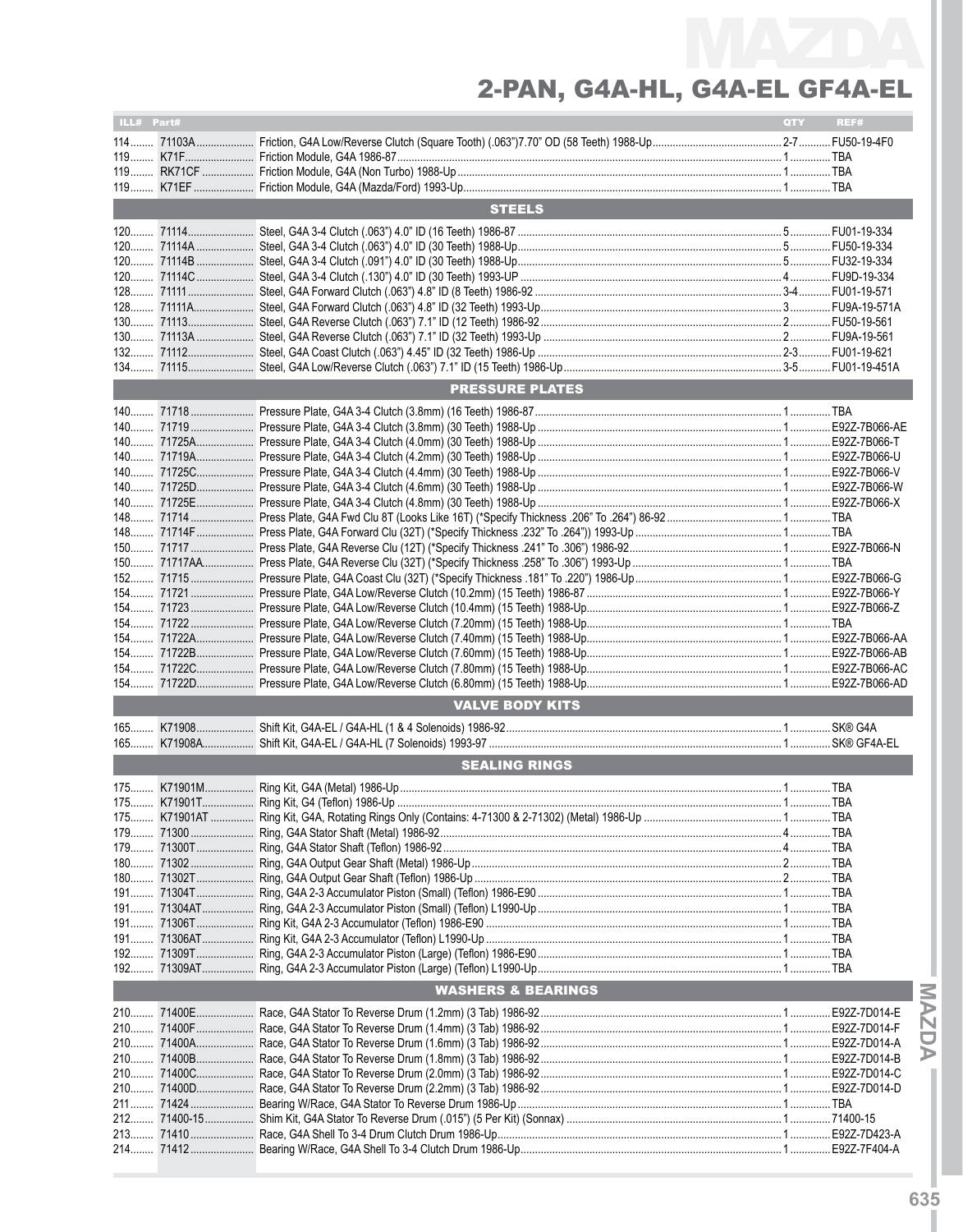# MAZDA

## 2-PAN, G4A-HL, G4A-EL GF4A-EL

| ILL# | Part# | | QTY | REF# |
|---|---|---|---|---|
| 114 | 71103A | Friction, G4A Low/Reverse Clutch (Square Tooth) (.063")7.70" OD (58 Teeth) 1988-Up | 2-7 | FU50-19-4F0 |
| 119 | K71F | Friction Module, G4A 1986-87 | 1 | TBA |
| 119 | RK71CF | Friction Module, G4A (Non Turbo) 1988-Up | 1 | TBA |
| 119 | K71EF | Friction Module, G4A (Mazda/Ford) 1993-Up | 1 | TBA |
| | | **STEELS** | | |
| 120 | 71114 | Steel, G4A 3-4 Clutch (.063") 4.0" ID (16 Teeth) 1986-87 | 5 | FU01-19-334 |
| 120 | 71114A | Steel, G4A 3-4 Clutch (.063") 4.0" ID (30 Teeth) 1988-Up | 5 | FU50-19-334 |
| 120 | 71114B | Steel, G4A 3-4 Clutch (.091") 4.0" ID (30 Teeth) 1988-Up | 5 | FU32-19-334 |
| 120 | 71114C | Steel, G4A 3-4 Clutch (.130") 4.0" ID (30 Teeth) 1993-UP | 4 | FU9D-19-334 |
| 128 | 71111 | Steel, G4A Forward Clutch (.063") 4.8" ID (8 Teeth) 1986-92 | 3-4 | FU01-19-571 |
| 128 | 71111A | Steel, G4A Forward Clutch (.063") 4.8" ID (32 Teeth) 1993-Up | 3 | FU9A-19-571A |
| 130 | 71113 | Steel, G4A Reverse Clutch (.063") 7.1" ID (12 Teeth) 1986-92 | 2 | FU50-19-561 |
| 130 | 71113A | Steel, G4A Reverse Clutch (.063") 7.1" ID (32 Teeth) 1993-Up | 2 | FU9A-19-561 |
| 132 | 71112 | Steel, G4A Coast Clutch (.063") 4.45" ID (32 Teeth) 1986-Up | 2-3 | FU01-19-621 |
| 134 | 71115 | Steel, G4A Low/Reverse Clutch (.063") 7.1" ID (15 Teeth) 1986-Up | 3-5 | FU01-19-451A |
| | | **PRESSURE PLATES** | | |
| 140 | 71718 | Pressure Plate, G4A 3-4 Clutch (3.8mm) (16 Teeth) 1986-87 | 1 | TBA |
| 140 | 71719 | Pressure Plate, G4A 3-4 Clutch (3.8mm) (30 Teeth) 1988-Up | 1 | E92Z-7B066-AE |
| 140 | 71725A | Pressure Plate, G4A 3-4 Clutch (4.0mm) (30 Teeth) 1988-Up | 1 | E92Z-7B066-T |
| 140 | 71719A | Pressure Plate, G4A 3-4 Clutch (4.2mm) (30 Teeth) 1988-Up | 1 | E92Z-7B066-U |
| 140 | 71725C | Pressure Plate, G4A 3-4 Clutch (4.4mm) (30 Teeth) 1988-Up | 1 | E92Z-7B066-V |
| 140 | 71725D | Pressure Plate, G4A 3-4 Clutch (4.6mm) (30 Teeth) 1988-Up | 1 | E92Z-7B066-W |
| 140 | 71725E | Pressure Plate, G4A 3-4 Clutch (4.8mm) (30 Teeth) 1988-Up | 1 | E92Z-7B066-X |
| 148 | 71714 | Press Plate, G4A Fwd Clu 8T (Looks Like 16T) (*Specify Thickness .206" To .264") 86-92 | 1 | TBA |
| 148 | 71714F | Press Plate, G4A Forward Clu (32T) (*Specify Thickness .232" To .264")) 1993-Up | 1 | TBA |
| 150 | 71717 | Press Plate, G4A Reverse Clu (12T) (*Specify Thickness .241" To .306") 1986-92 | 1 | E92Z-7B066-N |
| 150 | 71717AA | Press Plate, G4A Reverse Clu (32T) (*Specify Thickness .258" To .306") 1993-Up | 1 | TBA |
| 152 | 71715 | Pressure Plate, G4A Coast Clu (32T) (*Specify Thickness .181" To .220") 1986-Up | 1 | E92Z-7B066-G |
| 154 | 71721 | Pressure Plate, G4A Low/Reverse Clutch (10.2mm) (15 Teeth) 1986-87 | 1 | E92Z-7B066-Y |
| 154 | 71723 | Pressure Plate, G4A Low/Reverse Clutch (10.4mm) (15 Teeth) 1988-Up | 1 | E92Z-7B066-Z |
| 154 | 71722 | Pressure Plate, G4A Low/Reverse Clutch (7.20mm) (15 Teeth) 1988-Up | 1 | TBA |
| 154 | 71722A | Pressure Plate, G4A Low/Reverse Clutch (7.40mm) (15 Teeth) 1988-Up | 1 | E92Z-7B066-AA |
| 154 | 71722B | Pressure Plate, G4A Low/Reverse Clutch (7.60mm) (15 Teeth) 1988-Up | 1 | E92Z-7B066-AB |
| 154 | 71722C | Pressure Plate, G4A Low/Reverse Clutch (7.80mm) (15 Teeth) 1988-Up | 1 | E92Z-7B066-AC |
| 154 | 71722D | Pressure Plate, G4A Low/Reverse Clutch (6.80mm) (15 Teeth) 1988-Up | 1 | E92Z-7B066-AD |
| | | **VALVE BODY KITS** | | |
| 165 | K71908 | Shift Kit, G4A-EL / G4A-HL (1 & 4 Solenoids) 1986-92 | 1 | SK® G4A |
| 165 | K71908A | Shift Kit, G4A-EL / G4A-HL (7 Solenoids) 1993-97 | 1 | SK® GF4A-EL |
| | | **SEALING RINGS** | | |
| 175 | K71901M | Ring Kit, G4A (Metal) 1986-Up | 1 | TBA |
| 175 | K71901T | Ring Kit, G4 (Teflon) 1986-Up | 1 | TBA |
| 175 | K71901AT | Ring Kit, G4A, Rotating Rings Only (Contains: 4-71300 & 2-71302) (Metal) 1986-Up | 1 | TBA |
| 179 | 71300 | Ring, G4A Stator Shaft (Metal) 1986-92 | 4 | TBA |
| 179 | 71300T | Ring, G4A Stator Shaft (Teflon) 1986-92 | 4 | TBA |
| 180 | 71302 | Ring, G4A Output Gear Shaft (Metal) 1986-Up | 2 | TBA |
| 180 | 71302T | Ring, G4A Output Gear Shaft (Teflon) 1986-Up | 2 | TBA |
| 191 | 71304T | Ring, G4A 2-3 Accumulator Piston (Small) (Teflon) 1986-E90 | 1 | TBA |
| 191 | 71304AT | Ring, G4A 2-3 Accumulator Piston (Small) (Teflon) L1990-Up | 1 | TBA |
| 191 | 71306T | Ring Kit, G4A 2-3 Accumulator (Teflon) 1986-E90 | 1 | TBA |
| 191 | 71306AT | Ring Kit, G4A 2-3 Accumulator (Teflon) L1990-Up | 1 | TBA |
| 192 | 71309T | Ring, G4A 2-3 Accumulator Piston (Large) (Teflon) 1986-E90 | 1 | TBA |
| 192 | 71309AT | Ring, G4A 2-3 Accumulator Piston (Large) (Teflon) L1990-Up | 1 | TBA |
| | | **WASHERS & BEARINGS** | | |
| 210 | 71400E | Race, G4A Stator To Reverse Drum (1.2mm) (3 Tab) 1986-92 | 1 | E92Z-7D014-E |
| 210 | 71400F | Race, G4A Stator To Reverse Drum (1.4mm) (3 Tab) 1986-92 | 1 | E92Z-7D014-F |
| 210 | 71400A | Race, G4A Stator To Reverse Drum (1.6mm) (3 Tab) 1986-92 | 1 | E92Z-7D014-A |
| 210 | 71400B | Race, G4A Stator To Reverse Drum (1.8mm) (3 Tab) 1986-92 | 1 | E92Z-7D014-B |
| 210 | 71400C | Race, G4A Stator To Reverse Drum (2.0mm) (3 Tab) 1986-92 | 1 | E92Z-7D014-C |
| 210 | 71400D | Race, G4A Stator To Reverse Drum (2.2mm) (3 Tab) 1986-92 | 1 | E92Z-7D014-D |
| 211 | 71424 | Bearing W/Race, G4A Stator To Reverse Drum 1986-Up | 1 | TBA |
| 212 | 71400-15 | Shim Kit, G4A Stator To Reverse Drum (.015") (5 Per Kit) (Sonnax) | 1 | 71400-15 |
| 213 | 71410 | Race, G4A Shell To 3-4 Drum Clutch Drum 1986-Up | 1 | E92Z-7D423-A |
| 214 | 71412 | Bearing W/Race, G4A Shell To 3-4 Clutch Drum 1986-Up | 1 | E92Z-7F404-A |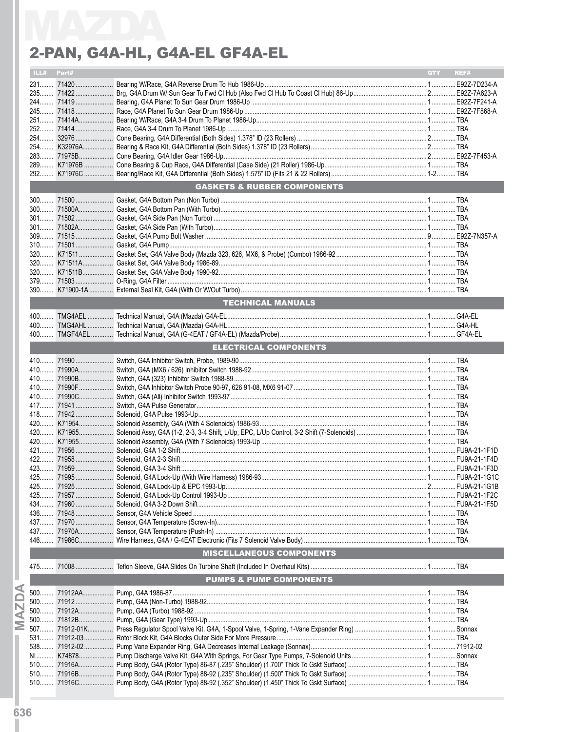# MAZDA

## 2-PAN, G4A-HL, G4A-EL GF4A-EL

| ILL# | Part# | | QTY | REF# |
|---|---|---|---|---|
| 231 | 71420 | Bearing W/Race, G4A Reverse Drum To Hub 1986-Up | 1 | E92Z-7D234-A |
| 235 | 71422 | Brg, G4A Drum W/ Sun Gear To Fwd Cl Hub (Also Fwd Cl Hub To Coast Cl Hub) 86-Up | 2 | E92Z-7A623-A |
| 244 | 71419 | Bearing, G4A Planet To Sun Gear Drum 1986-Up | 1 | E92Z-7F241-A |
| 245 | 71418 | Race, G4A Planet To Sun Gear Drum 1986-Up | 1 | E92Z-7F868-A |
| 251 | 71414A | Bearing W/Race, G4A 3-4 Drum To Planet 1986-Up | 1 | TBA |
| 252 | 71414 | Race, G4A 3-4 Drum To Planet 1986-Up | 1 | TBA |
| 254 | 32976 | Cone Bearing, G4A Differential (Both Sides) 1.378" ID (23 Rollers) | 2 | TBA |
| 254 | K32976A | Bearing & Race Kit, G4A Differential (Both Sides) 1.378" ID (23 Rollers) | 2 | TBA |
| 283 | 71975B | Cone Bearing, G4A Idler Gear 1986-Up | 2 | E92Z-7F453-A |
| 289 | K71976B | Cone Bearing & Cup Race, G4A Differential (Case Side) (21 Roller) 1986-Up | 1 | TBA |
| 292 | K71976C | Bearing/Race Kit, G4A Differential (Both Sides) 1.575" ID (Fits 21 & 22 Rollers) | 1-2 | TBA |
| | | **GASKETS & RUBBER COMPONENTS** | | |
| 300 | 71500 | Gasket, G4A Bottom Pan (Non Turbo) | 1 | TBA |
| 300 | 71500A | Gasket, G4A Bottom Pan (With Turbo) | 1 | TBA |
| 301 | 71502 | Gasket, G4A Side Pan (Non Turbo) | 1 | TBA |
| 301 | 71502A | Gasket, G4A Side Pan (With Turbo) | 1 | TBA |
| 309 | 71515 | Gasket, G4A Pump Bolt Washer | 9 | E92Z-7N357-A |
| 310 | 71501 | Gasket, G4A Pump | 1 | TBA |
| 320 | K71511 | Gasket Set, G4A Valve Body (Mazda 323, 626, MX6, & Probe) (Combo) 1986-92 | 1 | TBA |
| 320 | K71511A | Gasket Set, G4A Valve Body 1986-89 | 1 | TBA |
| 320 | K71511B | Gasket Set, G4A Valve Body 1990-92 | 1 | TBA |
| 379 | 71503 | O-Ring, G4A Filter | 1 | TBA |
| 390 | K71900-1A | External Seal Kit, G4A (With Or W/Out Turbo) | 1 | TBA |
| | | **TECHNICAL MANUALS** | | |
| 400 | TMG4AEL | Technical Manual, G4A (Mazda) G4A-EL | 1 | G4A-EL |
| 400 | TMG4AHL | Technical Manual, G4A (Mazda) G4A-HL | 1 | G4A-HL |
| 400 | TMGF4AEL | Technical Manual, G4A (G-4EAT / GF4A-EL) (Mazda/Probe) | 1 | GF4A-EL |
| | | **ELECTRICAL COMPONENTS** | | |
| 410 | 71990 | Switch, G4A Inhibitor Switch, Probe, 1989-90 | 1 | TBA |
| 410 | 71990A | Switch, G4A (MX6 / 626) Inhibitor Switch 1988-92 | 1 | TBA |
| 410 | 71990B | Switch, G4A (323) Inhibitor Switch 1988-89 | 1 | TBA |
| 410 | 71990F | Switch, G4A Inhibitor Switch Probe 90-97, 626 91-08, MX6 91-07 | 1 | TBA |
| 410 | 71990C | Switch, G4A (All) Inhibitor Switch 1993-97 | 1 | TBA |
| 417 | 71941 | Switch, G4A Pulse Generator | 1 | TBA |
| 418 | 71942 | Solenoid, G4A Pulse 1993-Up | 1 | TBA |
| 420 | K71954 | Solenoid Assembly, G4A (With 4 Solenoids) 1986-93 | 1 | TBA |
| 420 | K71955 | Solenoid Assy, G4A (1-2, 2-3, 3-4 Shift, L/Up, EPC, L/Up Control, 3-2 Shift (7-Solenoids) | 1 | TBA |
| 420 | K71955 | Solenoid Assembly, G4A (With 7 Solenoids) 1993-Up | 1 | TBA |
| 421 | 71956 | Solenoid, G4A 1-2 Shift | 1 | FU9A-21-1F1D |
| 422 | 71958 | Solenoid, G4A 2-3 Shift | 1 | FU9A-21-1F4D |
| 423 | 71959 | Solenoid, G4A 3-4 Shift | 1 | FU9A-21-1F3D |
| 425 | 71995 | Solenoid, G4A Lock-Up (With Wire Harness) 1986-93 | 1 | FU9A-21-1G1C |
| 425 | 71925 | Solenoid, G4A Lock-Up & EPC 1993-Up | 2 | FU9A-21-1G1B |
| 425 | 71957 | Solenoid, G4A Lock-Up Control 1993-Up | 1 | FU9A-21-1F2C |
| 434 | 71960 | Solenoid, G4A 3-2 Down Shift | 1 | FU9A-21-1F5D |
| 436 | 71948 | Sensor, G4A Vehicle Speed | 1 | TBA |
| 437 | 71970 | Sensor, G4A Temperature (Screw-In) | 1 | TBA |
| 437 | 71970A | Sensor, G4A Temperature (Push-In) | 1 | TBA |
| 446 | 71986C | Wire Harness, G4A / G-4EAT Electronic (Fits 7 Solenoid Valve Body) | 1 | TBA |
| | | **MISCELLANEOUS COMPONENTS** | | |
| 475 | 71008 | Teflon Sleeve, G4A Slides On Turbine Shaft (Included In Overhaul Kits) | 1 | TBA |
| | | **PUMPS & PUMP COMPONENTS** | | |
| 500 | 71912AA | Pump, G4A 1986-87 | 1 | TBA |
| 500 | 71912 | Pump, G4A (Non-Turbo) 1988-92 | 1 | TBA |
| 500 | 71912A | Pump, G4A (Turbo) 1988-92 | 1 | TBA |
| 500 | 71812B | Pump, G4A (Gear Type) 1993-Up | 1 | TBA |
| 507 | 71912-01K | Press Regulator Spool Valve Kit, G4A, 1-Spool Valve, 1-Spring, 1-Vane Expander Ring) | 1 | Sonnax |
| 531 | 71912-03 | Rotor Block Kit, G4A Blocks Outer Side For More Pressure | 1 | TBA |
| 538 | 71912-02 | Pump Vane Expander Ring, G4A Decreases Internal Leakage (Sonnax) | 1 | 71912-02 |
| NI | K74878 | Pump Discharge Valve Kit, G4A With Springs, For Gear Type Pumps, 7-Solenoid Units | 1 | Sonnax |
| 510 | 71916A | Pump Body, G4A (Rotor Type) 86-87 (.235" Shoulder) (1.700" Thick To Gskt Surface) | 1 | TBA |
| 510 | 71916B | Pump Body, G4A (Rotor Type) 88-92 (.235" Shoulder) (1.500" Thick To Gskt Surface) | 1 | TBA |
| 510 | 71916C | Pump Body, G4A (Rotor Type) 88-92 (.352" Shoulder) (1.450" Thick To Gskt Surface) | 1 | TBA |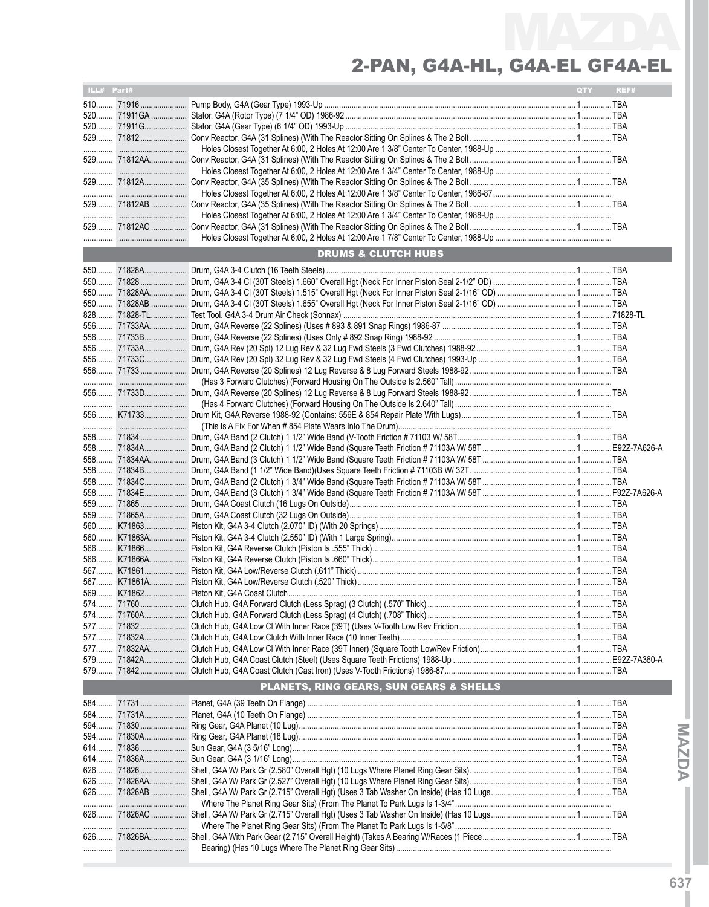# MAZDA

## 2-PAN, G4A-HL, G4A-EL GF4A-EL

| ILL# | Part# | | QTY | REF# |
|---|---|---|---|---|
| 510 | 71916 | Pump Body, G4A (Gear Type) 1993-Up | 1 | TBA |
| 520 | 71911GA | Stator, G4A (Rotor Type) (7 1/4" OD) 1986-92 | 1 | TBA |
| 520 | 71911G | Stator, G4A (Gear Type) (6 1/4" OD) 1993-Up | 1 | TBA |
| 529 | 71812 | Conv Reactor, G4A (31 Splines) (With The Reactor Sitting On Splines & The 2 Bolt | 1 | TBA |
| | | Holes Closest Together At 6:00, 2 Holes At 12:00 Are 1 3/8" Center To Center, 1988-Up | | |
| 529 | 71812AA | Conv Reactor, G4A (31 Splines) (With The Reactor Sitting On Splines & The 2 Bolt | 1 | TBA |
| | | Holes Closest Together At 6:00, 2 Holes At 12:00 Are 1 3/4" Center To Center, 1988-Up | | |
| 529 | 71812A | Conv Reactor, G4A (35 Splines) (With The Reactor Sitting On Splines & The 2 Bolt | 1 | TBA |
| | | Holes Closest Together At 6:00, 2 Holes At 12:00 Are 1 3/8" Center To Center, 1986-87 | | |
| 529 | 71812AB | Conv Reactor, G4A (35 Splines) (With The Reactor Sitting On Splines & The 2 Bolt | 1 | TBA |
| | | Holes Closest Together At 6:00, 2 Holes At 12:00 Are 1 3/4" Center To Center, 1988-Up | | |
| 529 | 71812AC | Conv Reactor, G4A (31 Splines) (With The Reactor Sitting On Splines & The 2 Bolt | 1 | TBA |
| | | Holes Closest Together At 6:00, 2 Holes At 12:00 Are 1 7/8" Center To Center, 1988-Up | | |
| | | **DRUMS & CLUTCH HUBS** | | |
| 550 | 71828A | Drum, G4A 3-4 Clutch (16 Teeth Steels) | 1 | TBA |
| 550 | 71828 | Drum, G4A 3-4 Cl (30T Steels) 1.660" Overall Hgt (Neck For Inner Piston Seal 2-1/2" OD) | 1 | TBA |
| 550 | 71828AA | Drum, G4A 3-4 Cl (30T Steels) 1.515" Overall Hgt (Neck For Inner Piston Seal 2-1/16" OD) | 1 | TBA |
| 550 | 71828AB | Drum, G4A 3-4 Cl (30T Steels) 1.655" Overall Hgt (Neck For Inner Piston Seal 2-1/16" OD) | 1 | TBA |
| 828 | 71828-TL | Test Tool, G4A 3-4 Drum Air Check (Sonnax) | 1 | 71828-TL |
| 556 | 71733AA | Drum, G4A Reverse (22 Splines) (Uses # 893 & 891 Snap Rings) 1986-87 | 1 | TBA |
| 556 | 71733B | Drum, G4A Reverse (22 Splines) (Uses Only # 892 Snap Ring) 1988-92 | 1 | TBA |
| 556 | 71733A | Drum, G4A Rev (20 Spl) 12 Lug Rev & 32 Lug Fwd Steels (3 Fwd Clutches) 1988-92 | 1 | TBA |
| 556 | 71733C | Drum, G4A Rev (20 Spl) 32 Lug Rev & 32 Lug Fwd Steels (4 Fwd Clutches) 1993-Up | 1 | TBA |
| 556 | 71733 | Drum, G4A Reverse (20 Splines) 12 Lug Reverse & 8 Lug Forward Steels 1988-92 | 1 | TBA |
| | | (Has 3 Forward Clutches) (Forward Housing On The Outside Is 2.560" Tall) | | |
| 556 | 71733D | Drum, G4A Reverse (20 Splines) 12 Lug Reverse & 8 Lug Forward Steels 1988-92 | 1 | TBA |
| | | (Has 4 Forward Clutches) (Forward Housing On The Outside Is 2.640" Tall) | | |
| 556 | K71733 | Drum Kit, G4A Reverse 1988-92 (Contains: 556E & 854 Repair Plate With Lugs) | 1 | TBA |
| | | (This Is A Fix For When # 854 Plate Wears Into The Drum) | | |
| 558 | 71834 | Drum, G4A Band (2 Clutch) 1 1/2" Wide Band (V-Tooth Friction # 71103 W/ 58T | 1 | TBA |
| 558 | 71834A | Drum, G4A Band (2 Clutch) 1 1/2" Wide Band (Square Teeth Friction # 71103A W/ 58T | 1 | E92Z-7A626-A |
| 558 | 71834AA | Drum, G4A Band (3 Clutch) 1 1/2" Wide Band (Square Teeth Friction # 71103A W/ 58T | 1 | TBA |
| 558 | 71834B | Drum, G4A Band (1 1/2" Wide Band)(Uses Square Teeth Friction # 71103B W/ 32T | 1 | TBA |
| 558 | 71834C | Drum, G4A Band (2 Clutch) 1 3/4" Wide Band (Square Teeth Friction # 71103A W/ 58T | 1 | TBA |
| 558 | 71834E | Drum, G4A Band (3 Clutch) 1 3/4" Wide Band (Square Teeth Friction # 71103A W/ 58T | 1 | F92Z-7A626-A |
| 559 | 71865 | Drum, G4A Coast Clutch (16 Lugs On Outside) | 1 | TBA |
| 559 | 71865A | Drum, G4A Coast Clutch (32 Lugs On Outside) | 1 | TBA |
| 560 | K71863 | Piston Kit, G4A 3-4 Clutch (2.070" ID) (With 20 Springs) | 1 | TBA |
| 560 | K71863A | Piston Kit, G4A 3-4 Clutch (2.550" ID) (With 1 Large Spring) | 1 | TBA |
| 566 | K71866 | Piston Kit, G4A Reverse Clutch (Piston Is .555" Thick) | 1 | TBA |
| 566 | K71866A | Piston Kit, G4A Reverse Clutch (Piston Is .660" Thick) | 1 | TBA |
| 567 | K71861 | Piston Kit, G4A Low/Reverse Clutch (.611" Thick) | 1 | TBA |
| 567 | K71861A | Piston Kit, G4A Low/Reverse Clutch (.520" Thick) | 1 | TBA |
| 569 | K71862 | Piston Kit, G4A Coast Clutch | 1 | TBA |
| 574 | 71760 | Clutch Hub, G4A Forward Clutch (Less Sprag) (3 Clutch) (.570" Thick) | 1 | TBA |
| 574 | 71760A | Clutch Hub, G4A Forward Clutch (Less Sprag) (4 Clutch) (.708" Thick) | 1 | TBA |
| 577 | 71832 | Clutch Hub, G4A Low Cl With Inner Race (39T) (Uses V-Tooth Low Rev Friction | 1 | TBA |
| 577 | 71832A | Clutch Hub, G4A Low Clutch With Inner Race (10 Inner Teeth) | 1 | TBA |
| 577 | 71832AA | Clutch Hub, G4A Low Cl With Inner Race (39T Inner) (Square Tooth Low/Rev Friction) | 1 | TBA |
| 579 | 71842A | Clutch Hub, G4A Coast Clutch (Steel) (Uses Square Teeth Frictions) 1988-Up | 1 | E92Z-7A360-A |
| 579 | 71842 | Clutch Hub, G4A Coast Clutch (Cast Iron) (Uses V-Tooth Frictions) 1986-87 | 1 | TBA |
| | | **PLANETS, RING GEARS, SUN GEARS & SHELLS** | | |
| 584 | 71731 | Planet, G4A (39 Teeth On Flange) | 1 | TBA |
| 584 | 71731A | Planet, G4A (10 Teeth On Flange) | 1 | TBA |
| 594 | 71830 | Ring Gear, G4A Planet (10 Lug) | 1 | TBA |
| 594 | 71830A | Ring Gear, G4A Planet (18 Lug) | 1 | TBA |
| 614 | 71836 | Sun Gear, G4A (3 5/16" Long) | 1 | TBA |
| 614 | 71836A | Sun Gear, G4A (3 1/16" Long) | 1 | TBA |
| 626 | 71826 | Shell, G4A W/ Park Gr (2.580" Overall Hgt) (10 Lugs Where Planet Ring Gear Sits) | 1 | TBA |
| 626 | 71826AA | Shell, G4A W/ Park Gr (2.527" Overall Hgt) (10 Lugs Where Planet Ring Gear Sits) | 1 | TBA |
| 626 | 71826AB | Shell, G4A W/ Park Gr (2.715" Overall Hgt) (Uses 3 Tab Washer On Inside) (Has 10 Lugs | 1 | TBA |
| | | Where The Planet Ring Gear Sits) (From The Planet To Park Lugs Is 1-3/4" | | |
| 626 | 71826AC | Shell, G4A W/ Park Gr (2.715" Overall Hgt) (Uses 3 Tab Washer On Inside) (Has 10 Lugs | 1 | TBA |
| | | Where The Planet Ring Gear Sits) (From The Planet To Park Lugs Is 1-5/8" | | |
| 626 | 71826BA | Shell, G4A With Park Gear (2.715" Overall Height) (Takes A Bearing W/Races (1 Piece | 1 | TBA |
| | | Bearing) (Has 10 Lugs Where The Planet Ring Gear Sits) | | |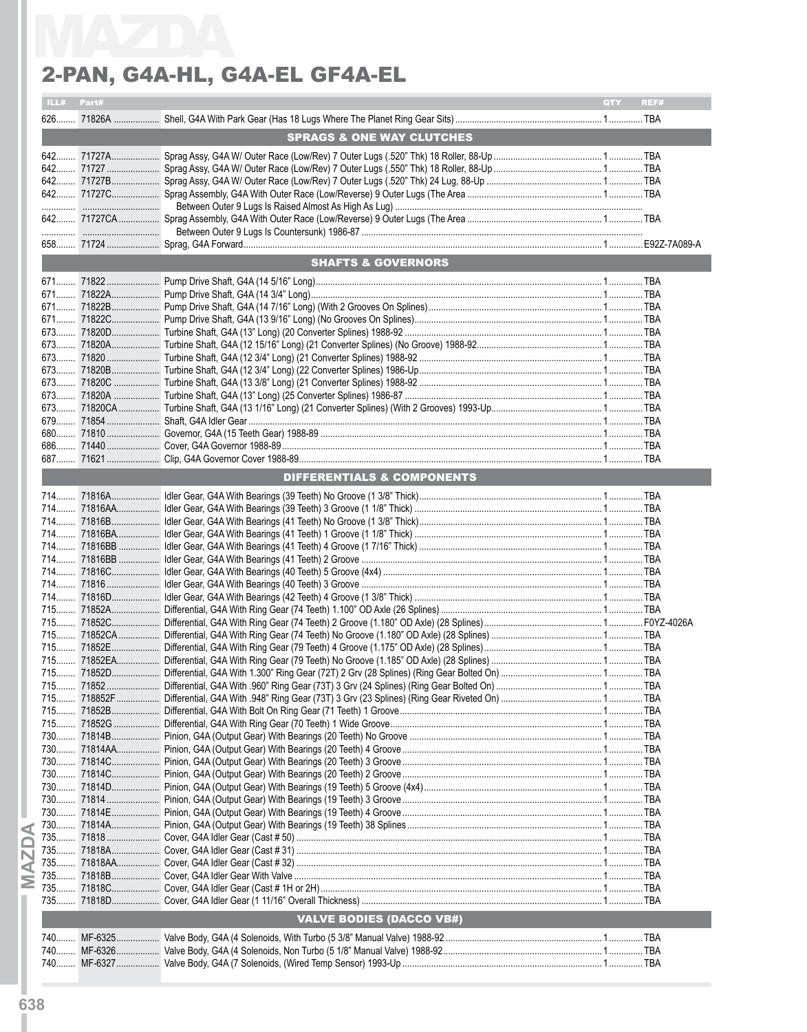# MAZDA

## 2-PAN, G4A-HL, G4A-EL GF4A-EL

| ILL# | Part# | | QTY | REF# |
|---|---|---|---|---|
| 626 | 71826A | Shell, G4A With Park Gear (Has 18 Lugs Where The Planet Ring Gear Sits) | 1 | TBA |
| | | **SPRAGS & ONE WAY CLUTCHES** | | |
| 642 | 71727A | Sprag Assy, G4A W/ Outer Race (Low/Rev) 7 Outer Lugs (.520" Thk) 18 Roller, 88-Up | 1 | TBA |
| 642 | 71727 | Sprag Assy, G4A W/ Outer Race (Low/Rev) 7 Outer Lugs (.550" Thk) 18 Roller, 88-Up | 1 | TBA |
| 642 | 71727B | Sprag Assy, G4A W/ Outer Race (Low/Rev) 7 Outer Lugs (.520" Thk) 24 Lug, 88-Up | 1 | TBA |
| 642 | 71727C | Sprag Assembly, G4A With Outer Race (Low/Reverse) 9 Outer Lugs (The Area Between Outer 9 Lugs Is Raised Almost As High As Lug) | 1 | TBA |
| 642 | 71727CA | Sprag Assembly, G4A With Outer Race (Low/Reverse) 9 Outer Lugs (The Area Between Outer 9 Lugs Is Countersunk) 1986-87 | 1 | TBA |
| 658 | 71724 | Sprag, G4A Forward | 1 | E92Z-7A089-A |
| | | **SHAFTS & GOVERNORS** | | |
| 671 | 71822 | Pump Drive Shaft, G4A (14 5/16" Long) | 1 | TBA |
| 671 | 71822A | Pump Drive Shaft, G4A (14 3/4" Long) | 1 | TBA |
| 671 | 71822B | Pump Drive Shaft, G4A (14 7/16" Long) (With 2 Grooves On Splines) | 1 | TBA |
| 671 | 71822C | Pump Drive Shaft, G4A (13 9/16" Long) (No Grooves On Splines) | 1 | TBA |
| 673 | 71820D | Turbine Shaft, G4A (13" Long) (20 Converter Splines) 1988-92 | 1 | TBA |
| 673 | 71820A | Turbine Shaft, G4A (12 15/16" Long) (21 Converter Splines) (No Groove) 1988-92 | 1 | TBA |
| 673 | 71820 | Turbine Shaft, G4A (12 3/4" Long) (21 Converter Splines) 1988-92 | 1 | TBA |
| 673 | 71820B | Turbine Shaft, G4A (12 3/4" Long) (22 Converter Splines) 1986-Up | 1 | TBA |
| 673 | 71820C | Turbine Shaft, G4A (13 3/8" Long) (21 Converter Splines) 1988-92 | 1 | TBA |
| 673 | 71820A | Turbine Shaft, G4A (13" Long) (25 Converter Splines) 1986-87 | 1 | TBA |
| 673 | 71820CA | Turbine Shaft, G4A (13 1/16" Long) (21 Converter Splines) (With 2 Grooves) 1993-Up | 1 | TBA |
| 679 | 71854 | Shaft, G4A Idler Gear | 1 | TBA |
| 680 | 71810 | Governor, G4A (15 Teeth Gear) 1988-89 | 1 | TBA |
| 686 | 71440 | Cover, G4A Governor 1988-89 | 1 | TBA |
| 687 | 71621 | Clip, G4A Governor Cover 1988-89 | 1 | TBA |
| | | **DIFFERENTIALS & COMPONENTS** | | |
| 714 | 71816A | Idler Gear, G4A With Bearings (39 Teeth) No Groove (1 3/8" Thick) | 1 | TBA |
| 714 | 71816AA | Idler Gear, G4A With Bearings (39 Teeth) 3 Groove (1 1/8" Thick) | 1 | TBA |
| 714 | 71816B | Idler Gear, G4A With Bearings (41 Teeth) No Groove (1 3/8" Thick) | 1 | TBA |
| 714 | 71816BA | Idler Gear, G4A With Bearings (41 Teeth) 1 Groove (1 1/8" Thick) | 1 | TBA |
| 714 | 71816BB | Idler Gear, G4A With Bearings (41 Teeth) 4 Groove (1 7/16" Thick) | 1 | TBA |
| 714 | 71816BB | Idler Gear, G4A With Bearings (41 Teeth) 2 Groove | 1 | TBA |
| 714 | 71816C | Idler Gear, G4A With Bearings (40 Teeth) 5 Groove (4x4) | 1 | TBA |
| 714 | 71816 | Idler Gear, G4A With Bearings (40 Teeth) 3 Groove | 1 | TBA |
| 714 | 71816D | Idler Gear, G4A With Bearings (42 Teeth) 4 Groove (1 3/8" Thick) | 1 | TBA |
| 715 | 71852A | Differential, G4A With Ring Gear (74 Teeth) 1.100" OD Axle (26 Splines) | 1 | TBA |
| 715 | 71852C | Differential, G4A With Ring Gear (74 Teeth) 2 Groove (1.180" OD Axle) (28 Splines) | 1 | F0YZ-4026A |
| 715 | 71852CA | Differential, G4A With Ring Gear (74 Teeth) No Groove (1.180" OD Axle) (28 Splines) | 1 | TBA |
| 715 | 71852E | Differential, G4A With Ring Gear (79 Teeth) 4 Groove (1.175" OD Axle) (28 Splines) | 1 | TBA |
| 715 | 71852EA | Differential, G4A With Ring Gear (79 Teeth) No Groove (1.185" OD Axle) (28 Splines) | 1 | TBA |
| 715 | 71852D | Differential, G4A With 1.300" Ring Gear (72T) 2 Grv (28 Splines) (Ring Gear Bolted On) | 1 | TBA |
| 715 | 71852 | Differential, G4A With .960" Ring Gear (73T) 3 Grv (24 Splines) (Ring Gear Bolted On) | 1 | TBA |
| 715 | 718852F | Differential, G4A With .948" Ring Gear (73T) 3 Grv (23 Splines) (Ring Gear Riveted On) | 1 | TBA |
| 715 | 71852B | Differential, G4A With Bolt On Ring Gear (71 Teeth) 1 Groove | 1 | TBA |
| 715 | 71852G | Differential, G4A With Ring Gear (70 Teeth) 1 Wide Groove | 1 | TBA |
| 730 | 71814B | Pinion, G4A (Output Gear) With Bearings (20 Teeth) No Groove | 1 | TBA |
| 730 | 71814AA | Pinion, G4A (Output Gear) With Bearings (20 Teeth) 4 Groove | 1 | TBA |
| 730 | 71814C | Pinion, G4A (Output Gear) With Bearings (20 Teeth) 3 Groove | 1 | TBA |
| 730 | 71814C | Pinion, G4A (Output Gear) With Bearings (20 Teeth) 2 Groove | 1 | TBA |
| 730 | 71814D | Pinion, G4A (Output Gear) With Bearings (19 Teeth) 5 Groove (4x4) | 1 | TBA |
| 730 | 71814 | Pinion, G4A (Output Gear) With Bearings (19 Teeth) 3 Groove | 1 | TBA |
| 730 | 71814E | Pinion, G4A (Output Gear) With Bearings (19 Teeth) 4 Groove | 1 | TBA |
| 730 | 71814A | Pinion, G4A (Output Gear) With Bearings (19 Teeth) 38 Splines | 1 | TBA |
| 735 | 71818 | Cover, G4A Idler Gear (Cast # 50) | 1 | TBA |
| 735 | 71818A | Cover, G4A Idler Gear (Cast # 31) | 1 | TBA |
| 735 | 71818AA | Cover, G4A Idler Gear (Cast # 32) | 1 | TBA |
| 735 | 71818B | Cover, G4A Idler Gear With Valve | 1 | TBA |
| 735 | 71818C | Cover, G4A Idler Gear (Cast # 1H or 2H) | 1 | TBA |
| 735 | 71818D | Cover, G4A Idler Gear (1 11/16" Overall Thickness) | 1 | TBA |
| | | **VALVE BODIES (DACCO VB#)** | | |
| 740 | MF-6325 | Valve Body, G4A (4 Solenoids, With Turbo (5 3/8" Manual Valve) 1988-92 | 1 | TBA |
| 740 | MF-6326 | Valve Body, G4A (4 Solenoids, Non Turbo (5 1/8" Manual Valve) 1988-92 | 1 | TBA |
| 740 | MF-6327 | Valve Body, G4A (7 Solenoids, (Wired Temp Sensor) 1993-Up | 1 | TBA |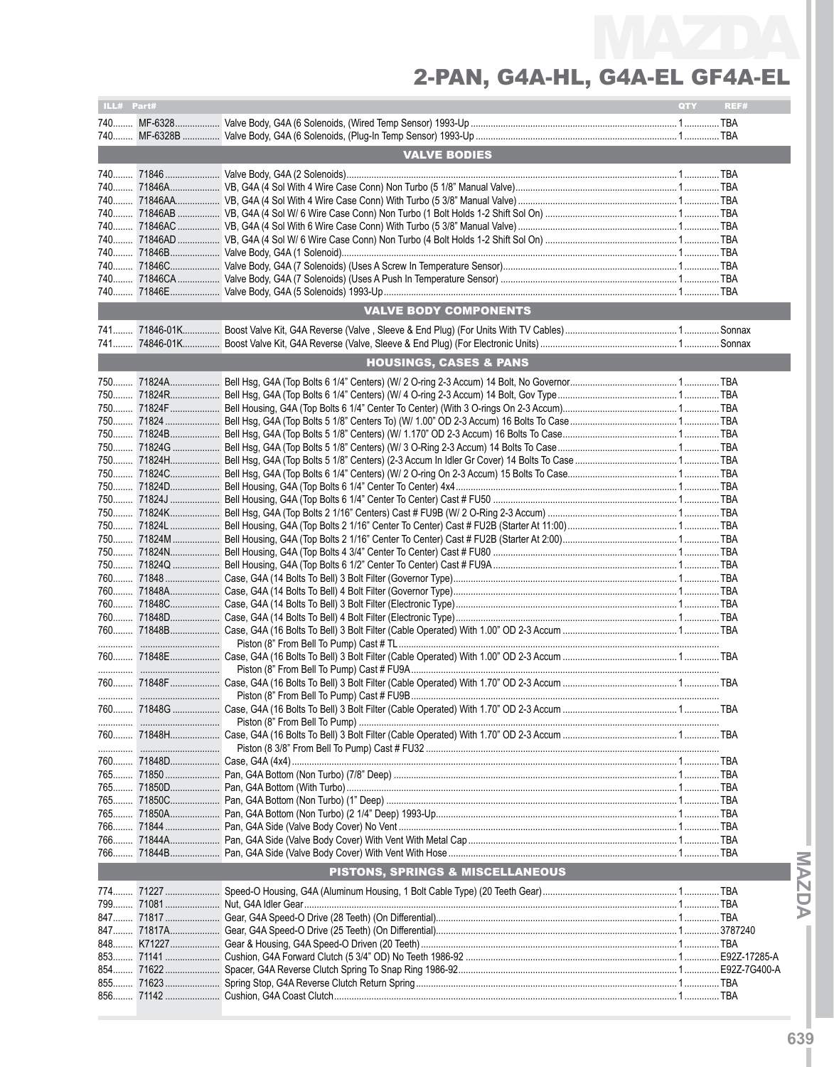# MAZDA

## 2-PAN, G4A-HL, G4A-EL GF4A-EL

| ILL# | Part# | | QTY | REF# |
|---|---|---|---|---|
| 740 | MF-6328 | Valve Body, G4A (6 Solenoids, (Wired Temp Sensor) 1993-Up | 1 | TBA |
| 740 | MF-6328B | Valve Body, G4A (6 Solenoids, (Plug-In Temp Sensor) 1993-Up | 1 | TBA |
| | | **VALVE BODIES** | | |
| 740 | 71846 | Valve Body, G4A (2 Solenoids) | 1 | TBA |
| 740 | 71846A | VB, G4A (4 Sol With 4 Wire Case Conn) Non Turbo (5 1/8" Manual Valve) | 1 | TBA |
| 740 | 71846AA | VB, G4A (4 Sol With 4 Wire Case Conn) With Turbo (5 3/8" Manual Valve) | 1 | TBA |
| 740 | 71846AB | VB, G4A (4 Sol W/ 6 Wire Case Conn) Non Turbo (1 Bolt Holds 1-2 Shift Sol On) | 1 | TBA |
| 740 | 71846AC | VB, G4A (4 Sol With 6 Wire Case Conn) With Turbo (5 3/8" Manual Valve) | 1 | TBA |
| 740 | 71846AD | VB, G4A (4 Sol W/ 6 Wire Case Conn) Non Turbo (4 Bolt Holds 1-2 Shift Sol On) | 1 | TBA |
| 740 | 71846B | Valve Body, G4A (1 Solenoid) | 1 | TBA |
| 740 | 71846C | Valve Body, G4A (7 Solenoids) (Uses A Screw In Temperature Sensor) | 1 | TBA |
| 740 | 71846CA | Valve Body, G4A (7 Solenoids) (Uses A Push In Temperature Sensor) | 1 | TBA |
| 740 | 71846E | Valve Body, G4A (5 Solenoids) 1993-Up | 1 | TBA |
| | | **VALVE BODY COMPONENTS** | | |
| 741 | 71846-01K | Boost Valve Kit, G4A Reverse (Valve , Sleeve & End Plug) (For Units With TV Cables) | 1 | Sonnax |
| 741 | 74846-01K | Boost Valve Kit, G4A Reverse (Valve, Sleeve & End Plug) (For Electronic Units) | 1 | Sonnax |
| | | **HOUSINGS, CASES & PANS** | | |
| 750 | 71824A | Bell Hsg, G4A (Top Bolts 6 1/4" Centers) (W/ 2 O-ring 2-3 Accum) 14 Bolt, No Governor | 1 | TBA |
| 750 | 71824R | Bell Hsg, G4A (Top Bolts 6 1/4" Centers) (W/ 4 O-ring 2-3 Accum) 14 Bolt, Gov Type | 1 | TBA |
| 750 | 71824F | Bell Housing, G4A (Top Bolts 6 1/4" Center To Center) (With 3 O-rings On 2-3 Accum) | 1 | TBA |
| 750 | 71824 | Bell Hsg, G4A (Top Bolts 5 1/8" Centers To) (W/ 1.00" OD 2-3 Accum) 16 Bolts To Case | 1 | TBA |
| 750 | 71824B | Bell Hsg, G4A (Top Bolts 5 1/8" Centers) (W/ 1.170" OD 2-3 Accum) 16 Bolts To Case | 1 | TBA |
| 750 | 71824G | Bell Hsg, G4A (Top Bolts 5 1/8" Centers) (W/ 3 O-Ring 2-3 Accum) 14 Bolts To Case | 1 | TBA |
| 750 | 71824H | Bell Hsg, G4A (Top Bolts 5 1/8" Centers) (2-3 Accum In Idler Gr Cover) 14 Bolts To Case | 1 | TBA |
| 750 | 71824C | Bell Hsg, G4A (Top Bolts 6 1/4" Centers) (W/ 2 O-ring On 2-3 Accum) 15 Bolts To Case | 1 | TBA |
| 750 | 71824D | Bell Housing, G4A (Top Bolts 6 1/4" Center To Center) 4x4 | 1 | TBA |
| 750 | 71824J | Bell Housing, G4A (Top Bolts 6 1/4" Center To Center) Cast # FU50 | 1 | TBA |
| 750 | 71824K | Bell Hsg, G4A (Top Bolts 2 1/16" Centers) Cast # FU9B (W/ 2 O-Ring 2-3 Accum) | 1 | TBA |
| 750 | 71824L | Bell Housing, G4A (Top Bolts 2 1/16" Center To Center) Cast # FU2B (Starter At 11:00) | 1 | TBA |
| 750 | 71824M | Bell Housing, G4A (Top Bolts 2 1/16" Center To Center) Cast # FU2B (Starter At 2:00) | 1 | TBA |
| 750 | 71824N | Bell Housing, G4A (Top Bolts 4 3/4" Center To Center) Cast # FU80 | 1 | TBA |
| 750 | 71824Q | Bell Housing, G4A (Top Bolts 6 1/2" Center To Center) Cast # FU9A | 1 | TBA |
| 760 | 71848 | Case, G4A (14 Bolts To Bell) 3 Bolt Filter (Governor Type) | 1 | TBA |
| 760 | 71848A | Case, G4A (14 Bolts To Bell) 4 Bolt Filter (Governor Type) | 1 | TBA |
| 760 | 71848C | Case, G4A (14 Bolts To Bell) 3 Bolt Filter (Electronic Type) | 1 | TBA |
| 760 | 71848D | Case, G4A (14 Bolts To Bell) 4 Bolt Filter (Electronic Type) | 1 | TBA |
| 760 | 71848B | Case, G4A (16 Bolts To Bell) 3 Bolt Filter (Cable Operated) With 1.00" OD 2-3 Accum | 1 | TBA |
| | | Piston (8" From Bell To Pump) Cast # TL | | |
| 760 | 71848E | Case, G4A (16 Bolts To Bell) 3 Bolt Filter (Cable Operated) With 1.00" OD 2-3 Accum | 1 | TBA |
| | | Piston (8" From Bell To Pump) Cast # FU9A | | |
| 760 | 71848F | Case, G4A (16 Bolts To Bell) 3 Bolt Filter (Cable Operated) With 1.70" OD 2-3 Accum | 1 | TBA |
| | | Piston (8" From Bell To Pump) Cast # FU9B | | |
| 760 | 71848G | Case, G4A (16 Bolts To Bell) 3 Bolt Filter (Cable Operated) With 1.70" OD 2-3 Accum | 1 | TBA |
| | | Piston (8" From Bell To Pump) | | |
| 760 | 71848H | Case, G4A (16 Bolts To Bell) 3 Bolt Filter (Cable Operated) With 1.70" OD 2-3 Accum | 1 | TBA |
| | | Piston (8 3/8" From Bell To Pump) Cast # FU32 | | |
| 760 | 71848D | Case, G4A (4x4) | 1 | TBA |
| 765 | 71850 | Pan, G4A Bottom (Non Turbo) (7/8" Deep) | 1 | TBA |
| 765 | 71850D | Pan, G4A Bottom (With Turbo) | 1 | TBA |
| 765 | 71850C | Pan, G4A Bottom (Non Turbo) (1" Deep) | 1 | TBA |
| 765 | 71850A | Pan, G4A Bottom (Non Turbo) (2 1/4" Deep) 1993-Up | 1 | TBA |
| 766 | 71844 | Pan, G4A Side (Valve Body Cover) No Vent | 1 | TBA |
| 766 | 71844A | Pan, G4A Side (Valve Body Cover) With Vent With Metal Cap | 1 | TBA |
| 766 | 71844B | Pan, G4A Side (Valve Body Cover) With Vent With Hose | 1 | TBA |
| | | **PISTONS, SPRINGS & MISCELLANEOUS** | | |
| 774 | 71227 | Speed-O Housing, G4A (Aluminum Housing, 1 Bolt Cable Type) (20 Teeth Gear) | 1 | TBA |
| 799 | 71081 | Nut, G4A Idler Gear | 1 | TBA |
| 847 | 71817 | Gear, G4A Speed-O Drive (28 Teeth) (On Differential) | 1 | TBA |
| 847 | 71817A | Gear, G4A Speed-O Drive (25 Teeth) (On Differential) | 1 | 3787240 |
| 848 | K71227 | Gear & Housing, G4A Speed-O Driven (20 Teeth) | 1 | TBA |
| 853 | 71141 | Cushion, G4A Forward Clutch (5 3/4" OD) No Teeth 1986-92 | 1 | E92Z-17285-A |
| 854 | 71622 | Spacer, G4A Reverse Clutch Spring To Snap Ring 1986-92 | 1 | E92Z-7G400-A |
| 855 | 71623 | Spring Stop, G4A Reverse Clutch Return Spring | 1 | TBA |
| 856 | 71142 | Cushion, G4A Coast Clutch | 1 | TBA |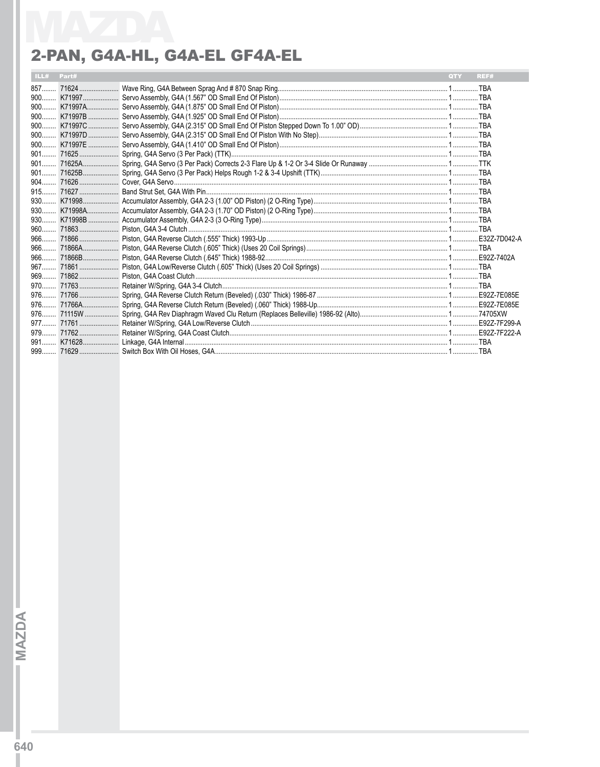# 2-PAN, G4A-HL, G4A-EL GF4A-EL

| ILL# | Part# | | QTY | REF# |
|---|---|---|---|---|
| 857 | 71624 | Wave Ring, G4A Between Sprag And # 870 Snap Ring | 1 | TBA |
| 900 | K71997 | Servo Assembly, G4A (1.567" OD Small End Of Piston) | 1 | TBA |
| 900 | K71997A | Servo Assembly, G4A (1.875" OD Small End Of Piston) | 1 | TBA |
| 900 | K71997B | Servo Assembly, G4A (1.925" OD Small End Of Piston) | 1 | TBA |
| 900 | K71997C | Servo Assembly, G4A (2.315" OD Small End Of Piston Stepped Down To 1.00" OD) | 1 | TBA |
| 900 | K71997D | Servo Assembly, G4A (2.315" OD Small End Of Piston With No Step) | 1 | TBA |
| 900 | K71997E | Servo Assembly, G4A (1.410" OD Small End Of Piston) | 1 | TBA |
| 901 | 71625 | Spring, G4A Servo (3 Per Pack) (TTK) | 1 | TBA |
| 901 | 71625A | Spring, G4A Servo (3 Per Pack) Corrects 2-3 Flare Up & 1-2 Or 3-4 Slide Or Runaway | 1 | TTK |
| 901 | 71625B | Spring, G4A Servo (3 Per Pack) Helps Rough 1-2 & 3-4 Upshift (TTK) | 1 | TBA |
| 904 | 71626 | Cover, G4A Servo | 1 | TBA |
| 915 | 71627 | Band Strut Set, G4A With Pin | 1 | TBA |
| 930 | K71998 | Accumulator Assembly, G4A 2-3 (1.00" OD Piston) (2 O-Ring Type) | 1 | TBA |
| 930 | K71998A | Accumulator Assembly, G4A 2-3 (1.70" OD Piston) (2 O-Ring Type) | 1 | TBA |
| 930 | K71998B | Accumulator Assembly, G4A 2-3 (3 O-Ring Type) | 1 | TBA |
| 960 | 71863 | Piston, G4A 3-4 Clutch | 1 | TBA |
| 966 | 71866 | Piston, G4A Reverse Clutch (.555" Thick) 1993-Up | 1 | E32Z-7D042-A |
| 966 | 71866A | Piston, G4A Reverse Clutch (.605" Thick) (Uses 20 Coil Springs) | 1 | TBA |
| 966 | 71866B | Piston, G4A Reverse Clutch (.645" Thick) 1988-92 | 1 | E92Z-7402A |
| 967 | 71861 | Piston, G4A Low/Reverse Clutch (.605" Thick) (Uses 20 Coil Springs) | 1 | TBA |
| 969 | 71862 | Piston, G4A Coast Clutch | 1 | TBA |
| 970 | 71763 | Retainer W/Spring, G4A 3-4 Clutch | 1 | TBA |
| 976 | 71766 | Spring, G4A Reverse Clutch Return (Beveled) (.030" Thick) 1986-87 | 1 | E92Z-7E085E |
| 976 | 71766A | Spring, G4A Reverse Clutch Return (Beveled) (.060" Thick) 1988-Up | 1 | E92Z-7E085E |
| 976 | 71115W | Spring, G4A Rev Diaphragm Waved Clu Return (Replaces Belleville) 1986-92 (Alto) | 1 | 74705XW |
| 977 | 71761 | Retainer W/Spring, G4A Low/Reverse Clutch | 1 | E92Z-7F299-A |
| 979 | 71762 | Retainer W/Spring, G4A Coast Clutch | 1 | E92Z-7F222-A |
| 991 | K71628 | Linkage, G4A Internal | 1 | TBA |
| 999 | 71629 | Switch Box With Oil Hoses, G4A | 1 | TBA |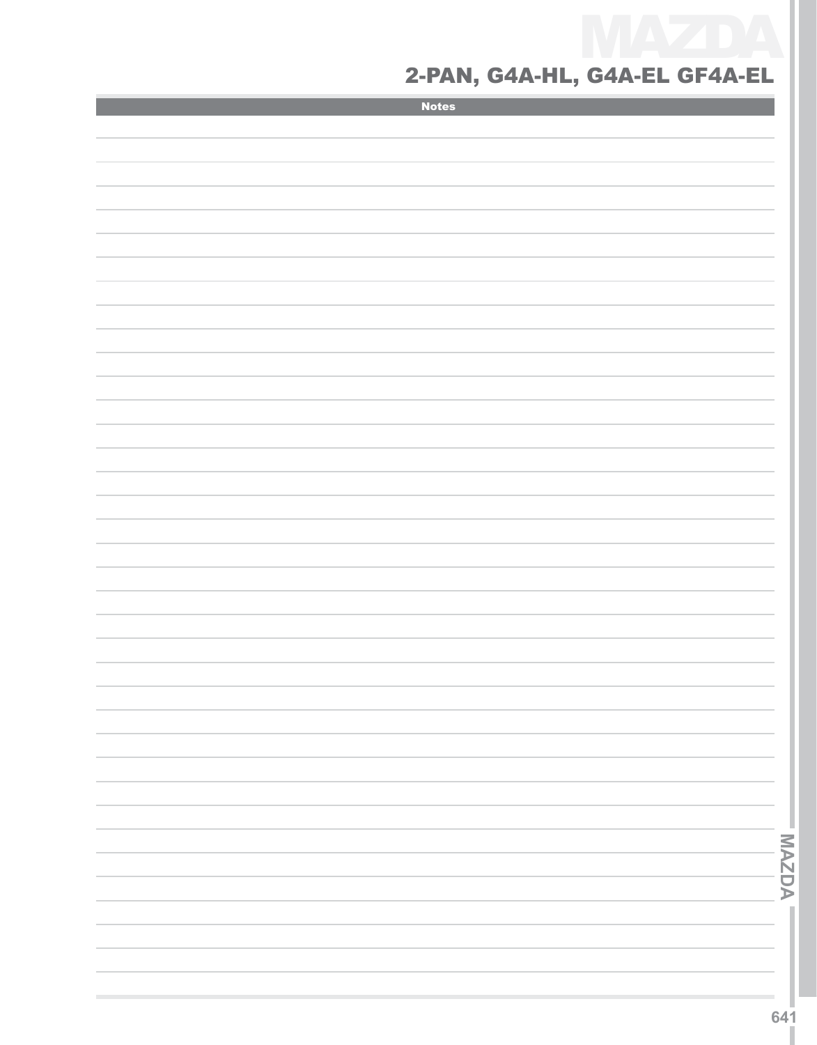## Notes